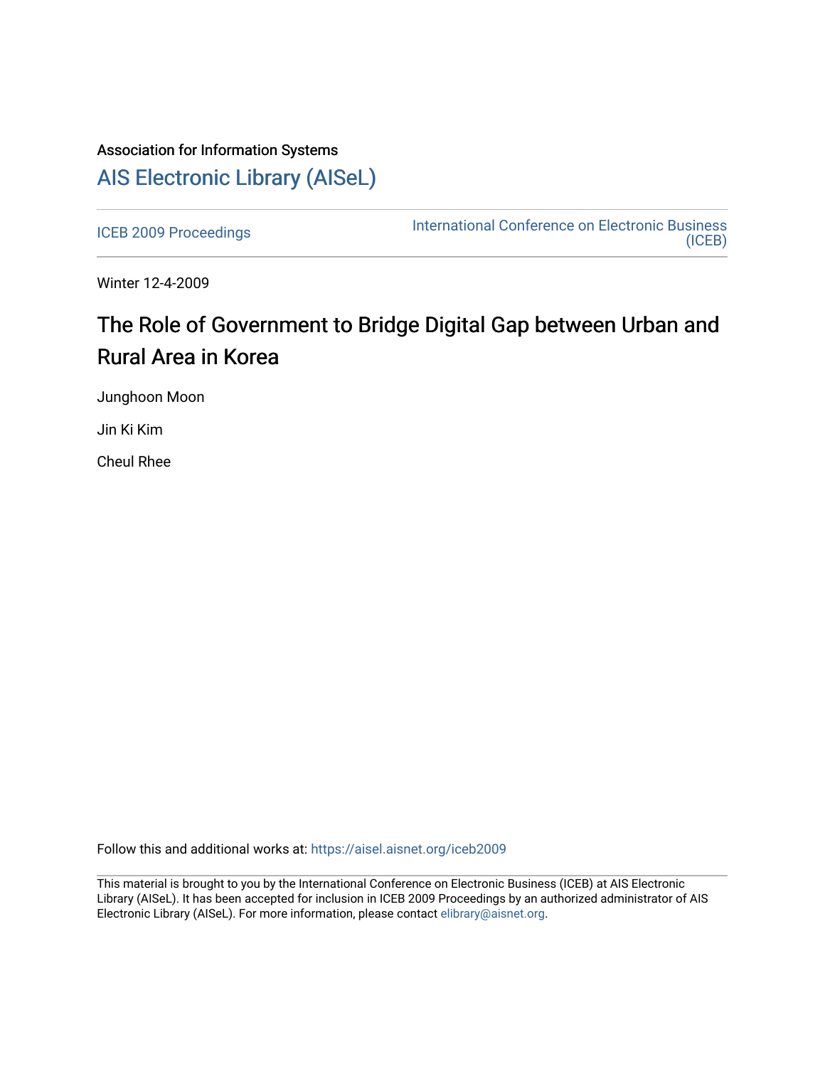Association for Information Systems

# AIS Electronic Library (AISeL)

ICEB 2009 Proceedings

International Conference on Electronic Business (ICEB)

Winter 12-4-2009

## The Role of Government to Bridge Digital Gap between Urban and Rural Area in Korea

Junghoon Moon

Jin Ki Kim

Cheul Rhee

Follow this and additional works at: https://aisel.aisnet.org/iceb2009

This material is brought to you by the International Conference on Electronic Business (ICEB) at AIS Electronic Library (AISeL). It has been accepted for inclusion in ICEB 2009 Proceedings by an authorized administrator of AIS Electronic Library (AISeL). For more information, please contact elibrary@aisnet.org.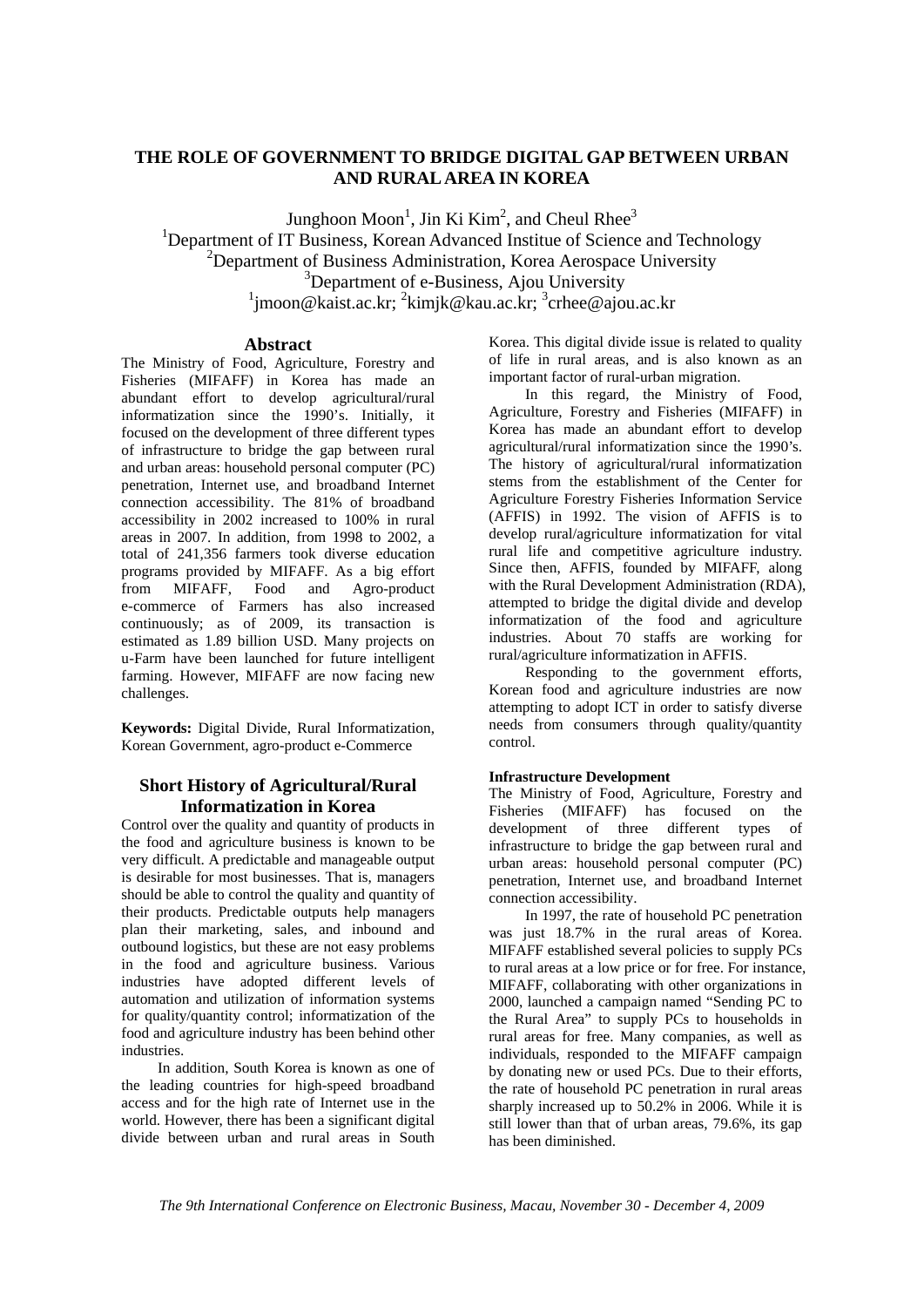# THE ROLE OF GOVERNMENT TO BRIDGE DIGITAL GAP BETWEEN URBAN AND RURAL AREA IN KOREA

Junghoon Moon[1], Jin Ki Kim[2], and Cheul Rhee[3]

[1]Department of IT Business, Korean Advanced Institue of Science and Technology
[2]Department of Business Administration, Korea Aerospace University
[3]Department of e-Business, Ajou University
[1]jmoon@kaist.ac.kr; [2]kimjk@kau.ac.kr; [3]crhee@ajou.ac.kr

## Abstract

The Ministry of Food, Agriculture, Forestry and Fisheries (MIFAFF) in Korea has made an abundant effort to develop agricultural/rural informatization since the 1990's. Initially, it focused on the development of three different types of infrastructure to bridge the gap between rural and urban areas: household personal computer (PC) penetration, Internet use, and broadband Internet connection accessibility. The 81% of broadband accessibility in 2002 increased to 100% in rural areas in 2007. In addition, from 1998 to 2002, a total of 241,356 farmers took diverse education programs provided by MIFAFF. As a big effort from MIFAFF, Food and Agro-product e-commerce of Farmers has also increased continuously; as of 2009, its transaction is estimated as 1.89 billion USD. Many projects on u-Farm have been launched for future intelligent farming. However, MIFAFF are now facing new challenges.

**Keywords:** Digital Divide, Rural Informatization, Korean Government, agro-product e-Commerce

## Short History of Agricultural/Rural Informatization in Korea

Control over the quality and quantity of products in the food and agriculture business is known to be very difficult. A predictable and manageable output is desirable for most businesses. That is, managers should be able to control the quality and quantity of their products. Predictable outputs help managers plan their marketing, sales, and inbound and outbound logistics, but these are not easy problems in the food and agriculture business. Various industries have adopted different levels of automation and utilization of information systems for quality/quantity control; informatization of the food and agriculture industry has been behind other industries.

In addition, South Korea is known as one of the leading countries for high-speed broadband access and for the high rate of Internet use in the world. However, there has been a significant digital divide between urban and rural areas in South Korea. This digital divide issue is related to quality of life in rural areas, and is also known as an important factor of rural-urban migration.

In this regard, the Ministry of Food, Agriculture, Forestry and Fisheries (MIFAFF) in Korea has made an abundant effort to develop agricultural/rural informatization since the 1990's. The history of agricultural/rural informatization stems from the establishment of the Center for Agriculture Forestry Fisheries Information Service (AFFIS) in 1992. The vision of AFFIS is to develop rural/agriculture informatization for vital rural life and competitive agriculture industry. Since then, AFFIS, founded by MIFAFF, along with the Rural Development Administration (RDA), attempted to bridge the digital divide and develop informatization of the food and agriculture industries. About 70 staffs are working for rural/agriculture informatization in AFFIS.

Responding to the government efforts, Korean food and agriculture industries are now attempting to adopt ICT in order to satisfy diverse needs from consumers through quality/quantity control.

### Infrastructure Development

The Ministry of Food, Agriculture, Forestry and Fisheries (MIFAFF) has focused on the development of three different types of infrastructure to bridge the gap between rural and urban areas: household personal computer (PC) penetration, Internet use, and broadband Internet connection accessibility.

In 1997, the rate of household PC penetration was just 18.7% in the rural areas of Korea. MIFAFF established several policies to supply PCs to rural areas at a low price or for free. For instance, MIFAFF, collaborating with other organizations in 2000, launched a campaign named "Sending PC to the Rural Area" to supply PCs to households in rural areas for free. Many companies, as well as individuals, responded to the MIFAFF campaign by donating new or used PCs. Due to their efforts, the rate of household PC penetration in rural areas sharply increased up to 50.2% in 2006. While it is still lower than that of urban areas, 79.6%, its gap has been diminished.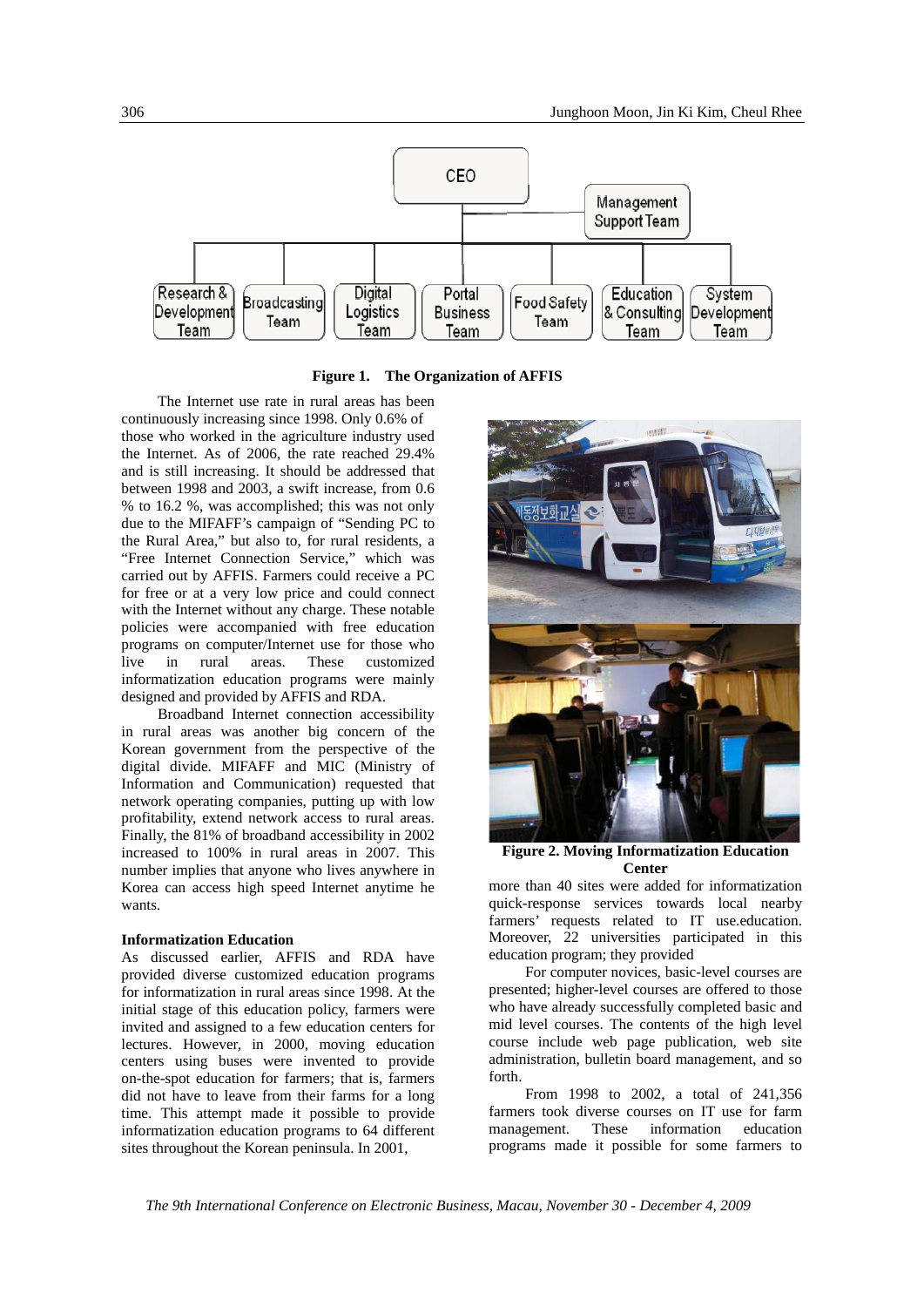**Figure 1. The Organization of AFFIS**

The Internet use rate in rural areas has been continuously increasing since 1998. Only 0.6% of those who worked in the agriculture industry used the Internet. As of 2006, the rate reached 29.4% and is still increasing. It should be addressed that between 1998 and 2003, a swift increase, from 0.6 % to 16.2 %, was accomplished; this was not only due to the MIFAFF's campaign of "Sending PC to the Rural Area," but also to, for rural residents, a "Free Internet Connection Service," which was carried out by AFFIS. Farmers could receive a PC for free or at a very low price and could connect with the Internet without any charge. These notable policies were accompanied with free education programs on computer/Internet use for those who live in rural areas. These customized informatization education programs were mainly designed and provided by AFFIS and RDA.

Broadband Internet connection accessibility in rural areas was another big concern of the Korean government from the perspective of the digital divide. MIFAFF and MIC (Ministry of Information and Communication) requested that network operating companies, putting up with low profitability, extend network access to rural areas. Finally, the 81% of broadband accessibility in 2002 increased to 100% in rural areas in 2007. This number implies that anyone who lives anywhere in Korea can access high speed Internet anytime he wants.

**Informatization Education**

As discussed earlier, AFFIS and RDA have provided diverse customized education programs for informatization in rural areas since 1998. At the initial stage of this education policy, farmers were invited and assigned to a few education centers for lectures. However, in 2000, moving education centers using buses were invented to provide on-the-spot education for farmers; that is, farmers did not have to leave from their farms for a long time. This attempt made it possible to provide informatization education programs to 64 different sites throughout the Korean peninsula. In 2001, more than 40 sites were added for informatization quick-response services towards local nearby farmers' requests related to IT use.education. Moreover, 22 universities participated in this education program; they provided

**Figure 2. Moving Informatization Education Center**

For computer novices, basic-level courses are presented; higher-level courses are offered to those who have already successfully completed basic and mid level courses. The contents of the high level course include web page publication, web site administration, bulletin board management, and so forth.

From 1998 to 2002, a total of 241,356 farmers took diverse courses on IT use for farm management. These information education programs made it possible for some farmers to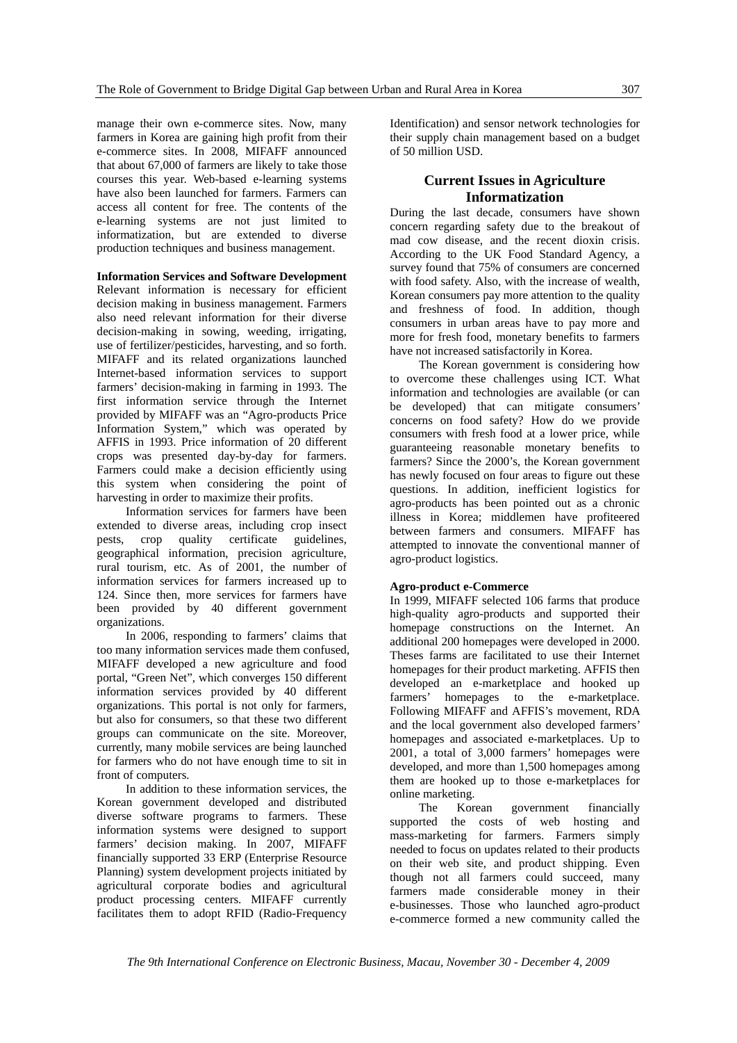manage their own e-commerce sites. Now, many farmers in Korea are gaining high profit from their e-commerce sites. In 2008, MIFAFF announced that about 67,000 of farmers are likely to take those courses this year. Web-based e-learning systems have also been launched for farmers. Farmers can access all content for free. The contents of the e-learning systems are not just limited to informatization, but are extended to diverse production techniques and business management.

**Information Services and Software Development**

Relevant information is necessary for efficient decision making in business management. Farmers also need relevant information for their diverse decision-making in sowing, weeding, irrigating, use of fertilizer/pesticides, harvesting, and so forth. MIFAFF and its related organizations launched Internet-based information services to support farmers' decision-making in farming in 1993. The first information service through the Internet provided by MIFAFF was an "Agro-products Price Information System," which was operated by AFFIS in 1993. Price information of 20 different crops was presented day-by-day for farmers. Farmers could make a decision efficiently using this system when considering the point of harvesting in order to maximize their profits.

Information services for farmers have been extended to diverse areas, including crop insect pests, crop quality certificate guidelines, geographical information, precision agriculture, rural tourism, etc. As of 2001, the number of information services for farmers increased up to 124. Since then, more services for farmers have been provided by 40 different government organizations.

In 2006, responding to farmers' claims that too many information services made them confused, MIFAFF developed a new agriculture and food portal, "Green Net", which converges 150 different information services provided by 40 different organizations. This portal is not only for farmers, but also for consumers, so that these two different groups can communicate on the site. Moreover, currently, many mobile services are being launched for farmers who do not have enough time to sit in front of computers.

In addition to these information services, the Korean government developed and distributed diverse software programs to farmers. These information systems were designed to support farmers' decision making. In 2007, MIFAFF financially supported 33 ERP (Enterprise Resource Planning) system development projects initiated by agricultural corporate bodies and agricultural product processing centers. MIFAFF currently facilitates them to adopt RFID (Radio-Frequency Identification) and sensor network technologies for their supply chain management based on a budget of 50 million USD.

## Current Issues in Agriculture Informatization

During the last decade, consumers have shown concern regarding safety due to the breakout of mad cow disease, and the recent dioxin crisis. According to the UK Food Standard Agency, a survey found that 75% of consumers are concerned with food safety. Also, with the increase of wealth, Korean consumers pay more attention to the quality and freshness of food. In addition, though consumers in urban areas have to pay more and more for fresh food, monetary benefits to farmers have not increased satisfactorily in Korea.

The Korean government is considering how to overcome these challenges using ICT. What information and technologies are available (or can be developed) that can mitigate consumers' concerns on food safety? How do we provide consumers with fresh food at a lower price, while guaranteeing reasonable monetary benefits to farmers? Since the 2000's, the Korean government has newly focused on four areas to figure out these questions. In addition, inefficient logistics for agro-products has been pointed out as a chronic illness in Korea; middlemen have profiteered between farmers and consumers. MIFAFF has attempted to innovate the conventional manner of agro-product logistics.

**Agro-product e-Commerce**

In 1999, MIFAFF selected 106 farms that produce high-quality agro-products and supported their homepage constructions on the Internet. An additional 200 homepages were developed in 2000. Theses farms are facilitated to use their Internet homepages for their product marketing. AFFIS then developed an e-marketplace and hooked up farmers' homepages to the e-marketplace. Following MIFAFF and AFFIS's movement, RDA and the local government also developed farmers' homepages and associated e-marketplaces. Up to 2001, a total of 3,000 farmers' homepages were developed, and more than 1,500 homepages among them are hooked up to those e-marketplaces for online marketing.

The Korean government financially supported the costs of web hosting and mass-marketing for farmers. Farmers simply needed to focus on updates related to their products on their web site, and product shipping. Even though not all farmers could succeed, many farmers made considerable money in their e-businesses. Those who launched agro-product e-commerce formed a new community called the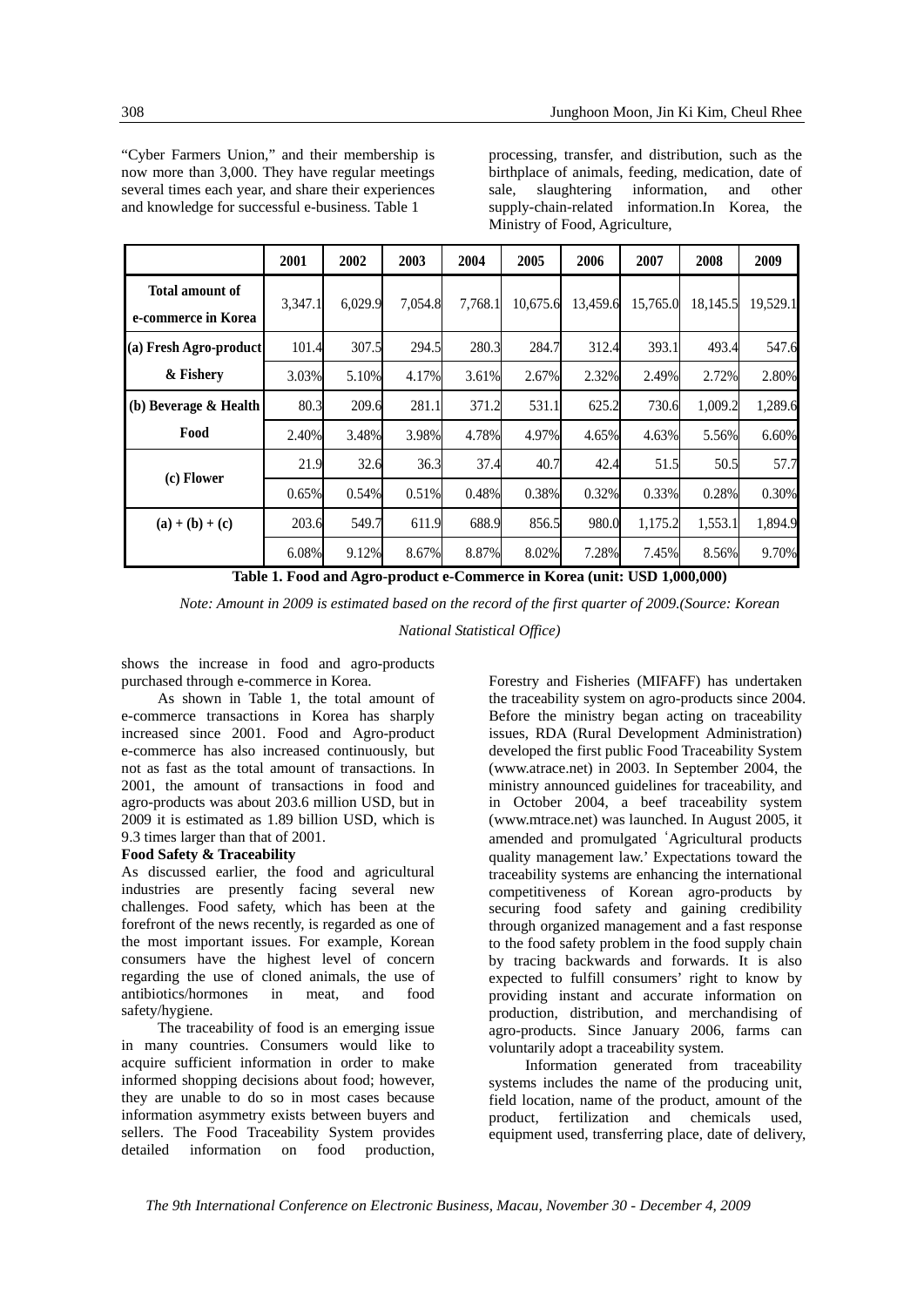"Cyber Farmers Union," and their membership is now more than 3,000. They have regular meetings several times each year, and share their experiences and knowledge for successful e-business. Table 1 shows the increase in food and agro-products purchased through e-commerce in Korea.

| | 2001 | 2002 | 2003 | 2004 | 2005 | 2006 | 2007 | 2008 | 2009 |
|---|---|---|---|---|---|---|---|---|---|
| **Total amount of e-commerce in Korea** | 3,347.1 | 6,029.9 | 7,054.8 | 7,768.1 | 10,675.6 | 13,459.6 | 15,765.0 | 18,145.5 | 19,529.1 |
| **(a) Fresh Agro-product & Fishery** | 101.4 | 307.5 | 294.5 | 280.3 | 284.7 | 312.4 | 393.1 | 493.4 | 547.6 |
| | 3.03% | 5.10% | 4.17% | 3.61% | 2.67% | 2.32% | 2.49% | 2.72% | 2.80% |
| **(b) Beverage & Health Food** | 80.3 | 209.6 | 281.1 | 371.2 | 531.1 | 625.2 | 730.6 | 1,009.2 | 1,289.6 |
| | 2.40% | 3.48% | 3.98% | 4.78% | 4.97% | 4.65% | 4.63% | 5.56% | 6.60% |
| **(c) Flower** | 21.9 | 32.6 | 36.3 | 37.4 | 40.7 | 42.4 | 51.5 | 50.5 | 57.7 |
| | 0.65% | 0.54% | 0.51% | 0.48% | 0.38% | 0.32% | 0.33% | 0.28% | 0.30% |
| **(a) + (b) + (c)** | 203.6 | 549.7 | 611.9 | 688.9 | 856.5 | 980.0 | 1,175.2 | 1,553.1 | 1,894.9 |
| | 6.08% | 9.12% | 8.67% | 8.87% | 8.02% | 7.28% | 7.45% | 8.56% | 9.70% |

**Table 1. Food and Agro-product e-Commerce in Korea (unit: USD 1,000,000)**

*Note: Amount in 2009 is estimated based on the record of the first quarter of 2009.(Source: Korean National Statistical Office)*

As shown in Table 1, the total amount of e-commerce transactions in Korea has sharply increased since 2001. Food and Agro-product e-commerce has also increased continuously, but not as fast as the total amount of transactions. In 2001, the amount of transactions in food and agro-products was about 203.6 million USD, but in 2009 it is estimated as 1.89 billion USD, which is 9.3 times larger than that of 2001.

**Food Safety & Traceability**

As discussed earlier, the food and agricultural industries are presently facing several new challenges. Food safety, which has been at the forefront of the news recently, is regarded as one of the most important issues. For example, Korean consumers have the highest level of concern regarding the use of cloned animals, the use of antibiotics/hormones in meat, and food safety/hygiene.

The traceability of food is an emerging issue in many countries. Consumers would like to acquire sufficient information in order to make informed shopping decisions about food; however, they are unable to do so in most cases because information asymmetry exists between buyers and sellers. The Food Traceability System provides detailed information on food production, processing, transfer, and distribution, such as the birthplace of animals, feeding, medication, date of sale, slaughtering information, and other supply-chain-related information.In Korea, the Ministry of Food, Agriculture, Forestry and Fisheries (MIFAFF) has undertaken the traceability system on agro-products since 2004. Before the ministry began acting on traceability issues, RDA (Rural Development Administration) developed the first public Food Traceability System (www.atrace.net) in 2003. In September 2004, the ministry announced guidelines for traceability, and in October 2004, a beef traceability system (www.mtrace.net) was launched. In August 2005, it amended and promulgated ʻAgricultural products quality management law.' Expectations toward the traceability systems are enhancing the international competitiveness of Korean agro-products by securing food safety and gaining credibility through organized management and a fast response to the food safety problem in the food supply chain by tracing backwards and forwards. It is also expected to fulfill consumers' right to know by providing instant and accurate information on production, distribution, and merchandising of agro-products. Since January 2006, farms can voluntarily adopt a traceability system.

Information generated from traceability systems includes the name of the producing unit, field location, name of the product, amount of the product, fertilization and chemicals used, equipment used, transferring place, date of delivery,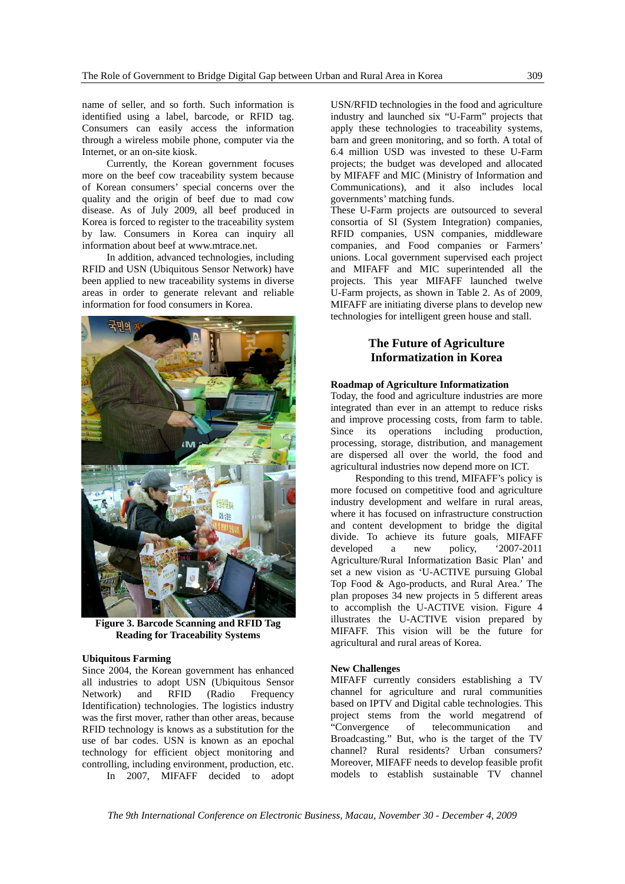name of seller, and so forth. Such information is identified using a label, barcode, or RFID tag. Consumers can easily access the information through a wireless mobile phone, computer via the Internet, or an on-site kiosk.

Currently, the Korean government focuses more on the beef cow traceability system because of Korean consumers' special concerns over the quality and the origin of beef due to mad cow disease. As of July 2009, all beef produced in Korea is forced to register to the traceability system by law. Consumers in Korea can inquiry all information about beef at www.mtrace.net.

In addition, advanced technologies, including RFID and USN (Ubiquitous Sensor Network) have been applied to new traceability systems in diverse areas in order to generate relevant and reliable information for food consumers in Korea.

**Figure 3. Barcode Scanning and RFID Tag Reading for Traceability Systems**

**Ubiquitous Farming**

Since 2004, the Korean government has enhanced all industries to adopt USN (Ubiquitous Sensor Network) and RFID (Radio Frequency Identification) technologies. The logistics industry was the first mover, rather than other areas, because RFID technology is knows as a substitution for the use of bar codes. USN is known as an epochal technology for efficient object monitoring and controlling, including environment, production, etc.

In 2007, MIFAFF decided to adopt USN/RFID technologies in the food and agriculture industry and launched six "U-Farm" projects that apply these technologies to traceability systems, barn and green monitoring, and so forth. A total of 6.4 million USD was invested to these U-Farm projects; the budget was developed and allocated by MIFAFF and MIC (Ministry of Information and Communications), and it also includes local governments' matching funds.

These U-Farm projects are outsourced to several consortia of SI (System Integration) companies, RFID companies, USN companies, middleware companies, and Food companies or Farmers' unions. Local government supervised each project and MIFAFF and MIC superintended all the projects. This year MIFAFF launched twelve U-Farm projects, as shown in Table 2. As of 2009, MIFAFF are initiating diverse plans to develop new technologies for intelligent green house and stall.

## The Future of Agriculture Informatization in Korea

**Roadmap of Agriculture Informatization**

Today, the food and agriculture industries are more integrated than ever in an attempt to reduce risks and improve processing costs, from farm to table. Since its operations including production, processing, storage, distribution, and management are dispersed all over the world, the food and agricultural industries now depend more on ICT.

Responding to this trend, MIFAFF's policy is more focused on competitive food and agriculture industry development and welfare in rural areas, where it has focused on infrastructure construction and content development to bridge the digital divide. To achieve its future goals, MIFAFF developed a new policy, '2007-2011 Agriculture/Rural Informatization Basic Plan' and set a new vision as 'U-ACTIVE pursuing Global Top Food & Ago-products, and Rural Area.' The plan proposes 34 new projects in 5 different areas to accomplish the U-ACTIVE vision. Figure 4 illustrates the U-ACTIVE vision prepared by MIFAFF. This vision will be the future for agricultural and rural areas of Korea.

**New Challenges**

MIFAFF currently considers establishing a TV channel for agriculture and rural communities based on IPTV and Digital cable technologies. This project stems from the world megatrend of "Convergence of telecommunication and Broadcasting." But, who is the target of the TV channel? Rural residents? Urban consumers? Moreover, MIFAFF needs to develop feasible profit models to establish sustainable TV channel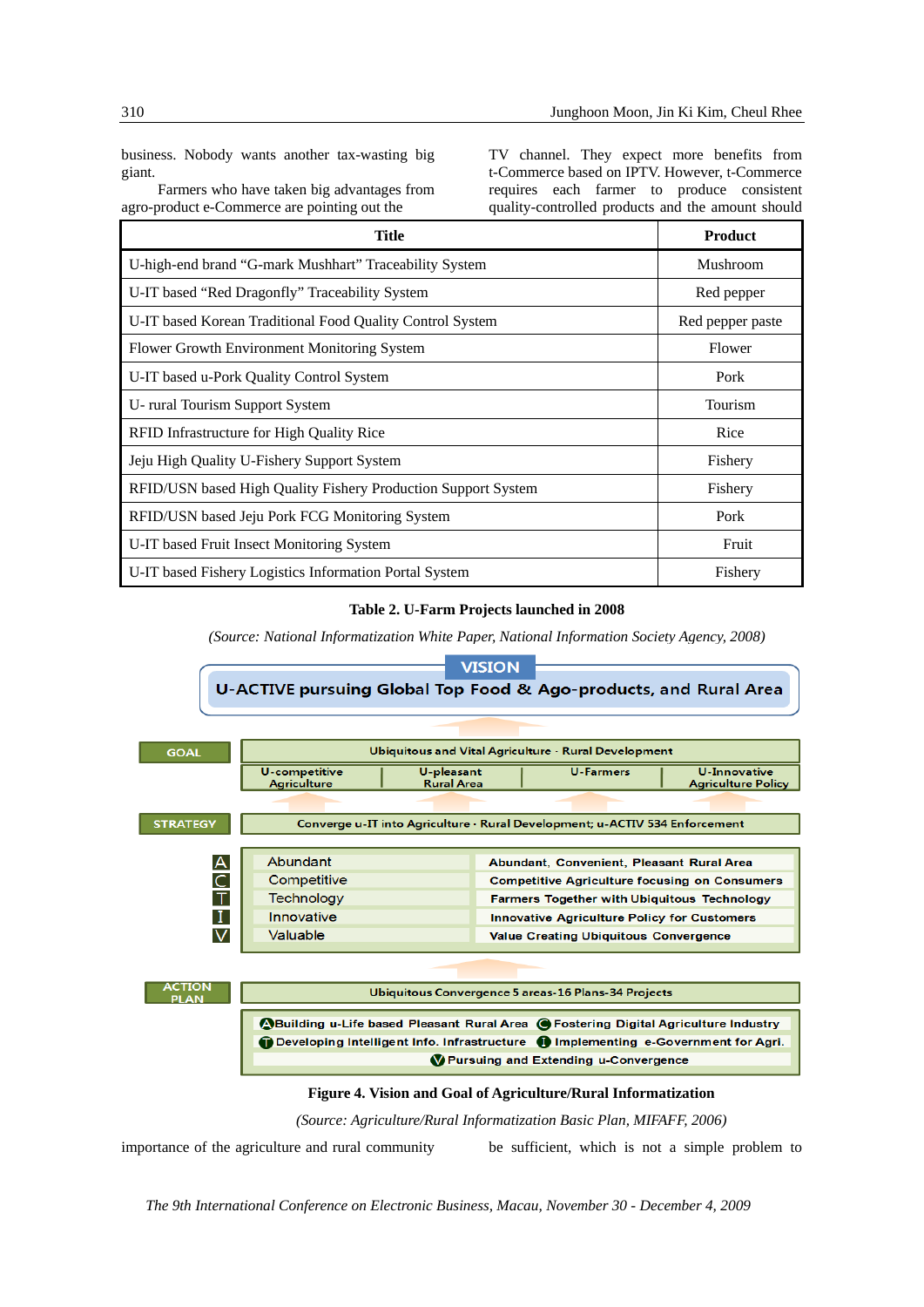business. Nobody wants another tax-wasting big giant.

Farmers who have taken big advantages from agro-product e-Commerce are pointing out the importance of the agriculture and rural community TV channel. They expect more benefits from t-Commerce based on IPTV. However, t-Commerce requires each farmer to produce consistent quality-controlled products and the amount should be sufficient, which is not a simple problem to

| Title | Product |
|---|---|
| U-high-end brand “G-mark Mushhart” Traceability System | Mushroom |
| U-IT based “Red Dragonfly” Traceability System | Red pepper |
| U-IT based Korean Traditional Food Quality Control System | Red pepper paste |
| Flower Growth Environment Monitoring System | Flower |
| U-IT based u-Pork Quality Control System | Pork |
| U- rural Tourism Support System | Tourism |
| RFID Infrastructure for High Quality Rice | Rice |
| Jeju High Quality U-Fishery Support System | Fishery |
| RFID/USN based High Quality Fishery Production Support System | Fishery |
| RFID/USN based Jeju Pork FCG Monitoring System | Pork |
| U-IT based Fruit Insect Monitoring System | Fruit |
| U-IT based Fishery Logistics Information Portal System | Fishery |

**Table 2. U-Farm Projects launched in 2008**

*(Source: National Informatization White Paper, National Information Society Agency, 2008)*

**VISION**: U-ACTIVE pursuing Global Top Food & Ago-products, and Rural Area

**GOAL**: Ubiquitous and Vital Agriculture · Rural Development
- U-competitive Agriculture
- U-pleasant Rural Area
- U-Farmers
- U-Innovative Agriculture Policy

**STRATEGY**: Converge u-IT into Agriculture · Rural Development; u-ACTIV 534 Enforcement

| | | |
|---|---|---|
| A | Abundant | Abundant, Convenient, Pleasant Rural Area |
| C | Competitive | Competitive Agriculture focusing on Consumers |
| T | Technology | Farmers Together with Ubiquitous Technology |
| I | Innovative | Innovative Agriculture Policy for Customers |
| V | Valuable | Value Creating Ubiquitous Convergence |

**ACTION PLAN**: Ubiquitous Convergence 5 areas-16 Plans-34 Projects
- (A) Building u-Life based Pleasant Rural Area
- (C) Fostering Digital Agriculture Industry
- (T) Developing Intelligent Info. Infrastructure
- (I) Implementing e-Government for Agri.
- (V) Pursuing and Extending u-Convergence

**Figure 4. Vision and Goal of Agriculture/Rural Informatization**

*(Source: Agriculture/Rural Informatization Basic Plan, MIFAFF, 2006)*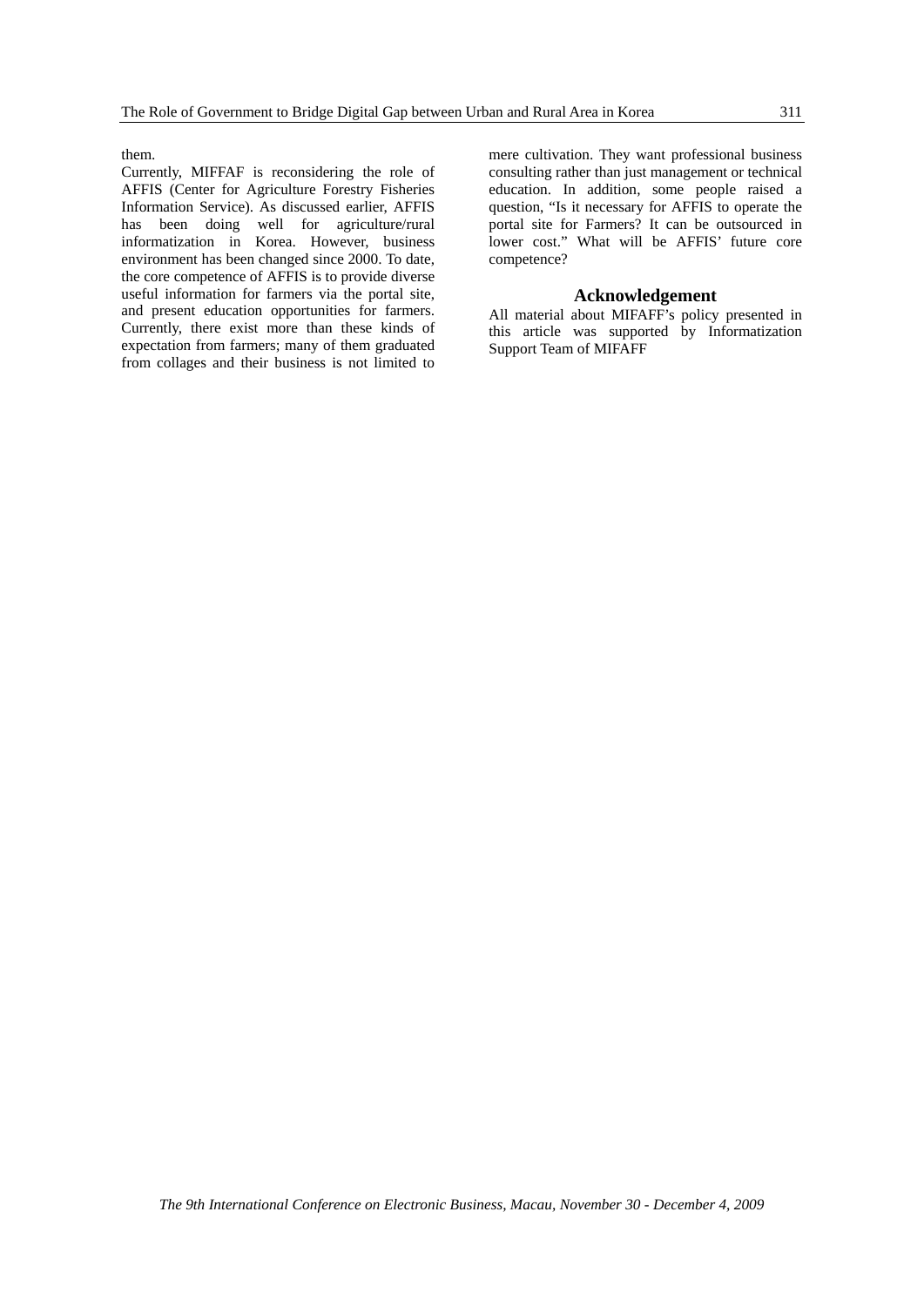them.

Currently, MIFFAF is reconsidering the role of AFFIS (Center for Agriculture Forestry Fisheries Information Service). As discussed earlier, AFFIS has been doing well for agriculture/rural informatization in Korea. However, business environment has been changed since 2000. To date, the core competence of AFFIS is to provide diverse useful information for farmers via the portal site, and present education opportunities for farmers. Currently, there exist more than these kinds of expectation from farmers; many of them graduated from collages and their business is not limited to mere cultivation. They want professional business consulting rather than just management or technical education. In addition, some people raised a question, "Is it necessary for AFFIS to operate the portal site for Farmers? It can be outsourced in lower cost." What will be AFFIS' future core competence?

## Acknowledgement

All material about MIFAFF's policy presented in this article was supported by Informatization Support Team of MIFAFF